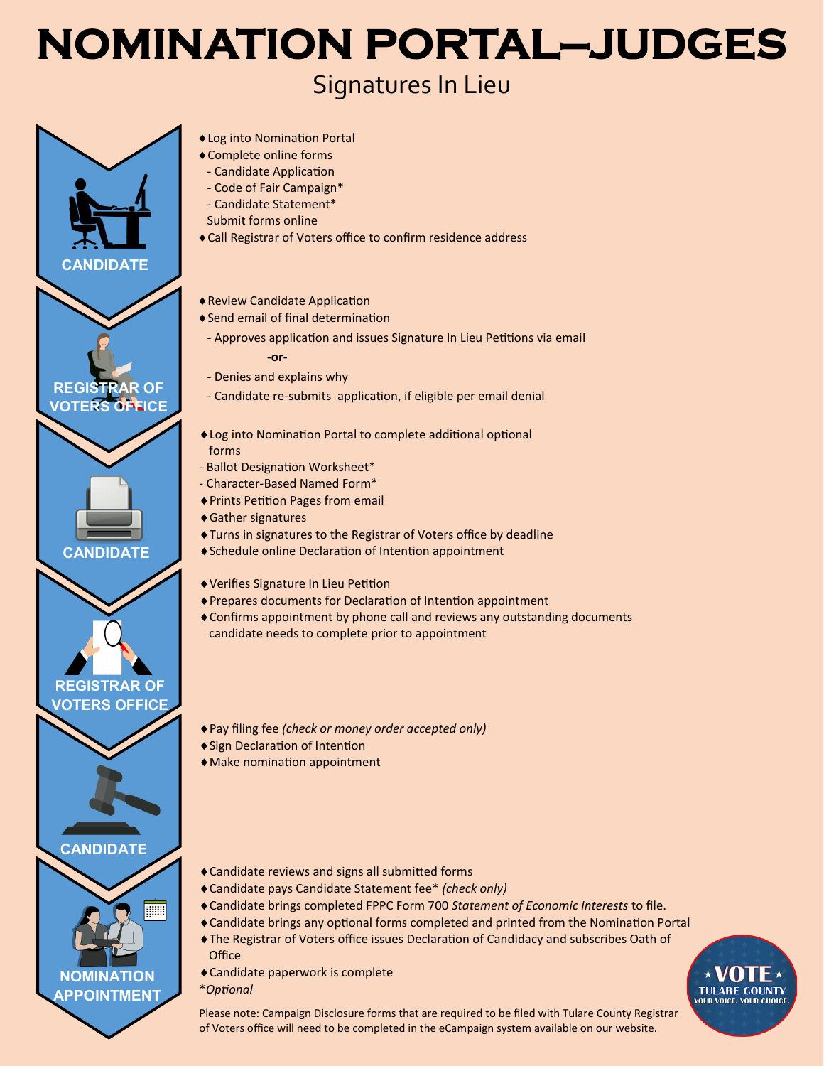# NOMINATION PORTAL–JUDGES

## Signatures In Lieu

### CANDIDATE

- ♦Log into Nomination Portal
- ♦Complete online forms
  - Candidate Application
  - Code of Fair Campaign*
  - Candidate Statement*
  
  Submit forms online
- ♦Call Registrar of Voters office to confirm residence address

### REGISTRAR OF VOTERS OFFICE

- ♦Review Candidate Application
- ♦Send email of final determination
  - Approves application and issues Signature In Lieu Petitions via email
  
    **-or-**
  - Denies and explains why
  - Candidate re-submits application, if eligible per email denial

### CANDIDATE

- ♦Log into Nomination Portal to complete additional optional forms
  - Ballot Designation Worksheet*
  - Character-Based Named Form*
- ♦Prints Petition Pages from email
- ♦Gather signatures
- ♦Turns in signatures to the Registrar of Voters office by deadline
- ♦Schedule online Declaration of Intention appointment

### REGISTRAR OF VOTERS OFFICE

- ♦Verifies Signature In Lieu Petition
- ♦Prepares documents for Declaration of Intention appointment
- ♦Confirms appointment by phone call and reviews any outstanding documents candidate needs to complete prior to appointment

### CANDIDATE

- ♦Pay filing fee *(check or money order accepted only)*
- ♦Sign Declaration of Intention
- ♦Make nomination appointment

### NOMINATION APPOINTMENT

- ♦Candidate reviews and signs all submitted forms
- ♦Candidate pays Candidate Statement fee* *(check only)*
- ♦Candidate brings completed FPPC Form 700 *Statement of Economic Interests* to file.
- ♦Candidate brings any optional forms completed and printed from the Nomination Portal
- ♦The Registrar of Voters office issues Declaration of Candidacy and subscribes Oath of Office
- ♦Candidate paperwork is complete

**Optional*

Please note: Campaign Disclosure forms that are required to be filed with Tulare County Registrar of Voters office will need to be completed in the eCampaign system available on our website.

★VOTE★ TULARE COUNTY YOUR VOICE. YOUR CHOICE.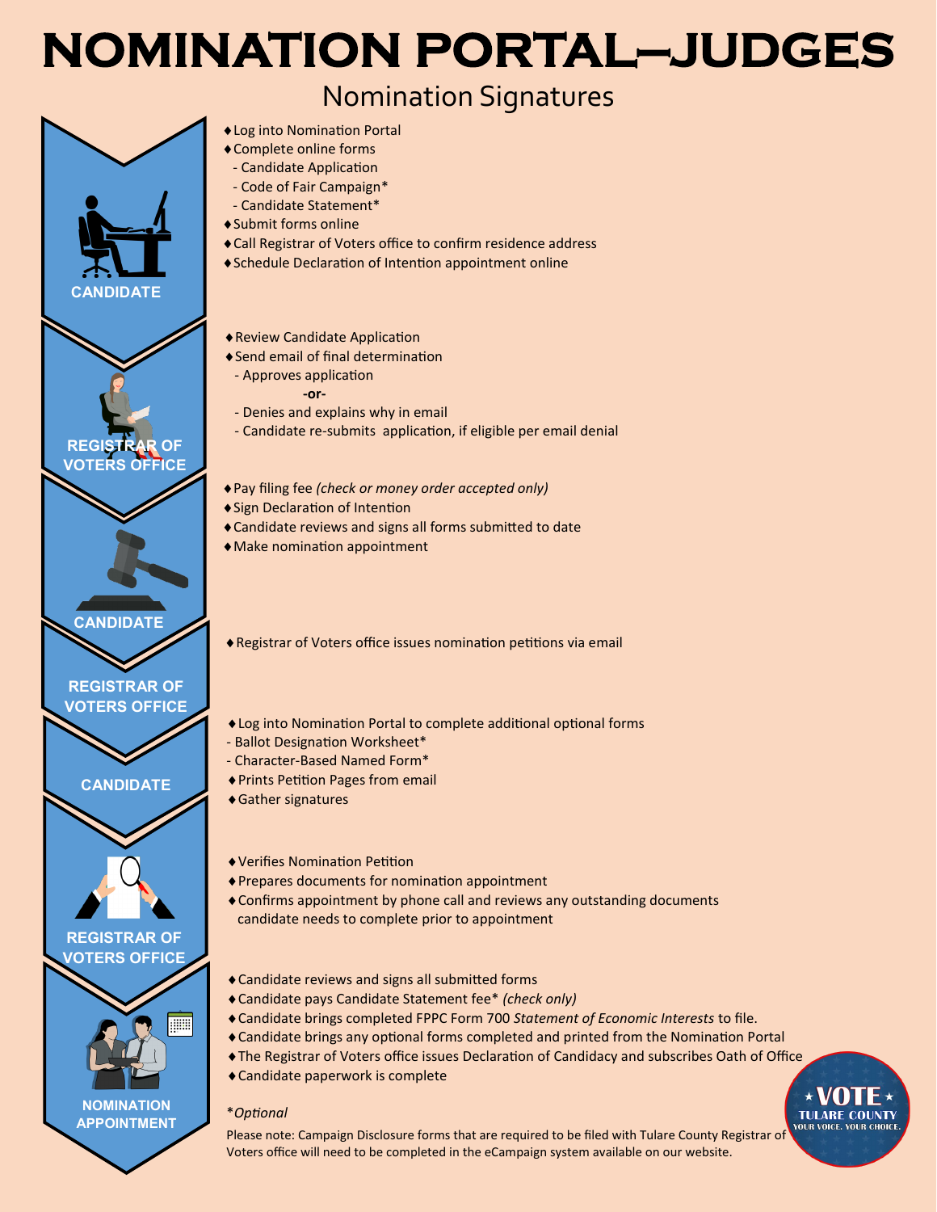# NOMINATION PORTAL—JUDGES

## Nomination Signatures

**CANDIDATE**

- Log into Nomination Portal
- Complete online forms
  - Candidate Application
  - Code of Fair Campaign*
  - Candidate Statement*
- Submit forms online
- Call Registrar of Voters office to confirm residence address
- Schedule Declaration of Intention appointment online

**REGISTRAR OF VOTERS OFFICE**

- Review Candidate Application
- Send email of final determination
  - Approves application
  
    **-or-**
  - Denies and explains why in email
  - Candidate re-submits application, if eligible per email denial

**CANDIDATE**

- Pay filing fee *(check or money order accepted only)*
- Sign Declaration of Intention
- Candidate reviews and signs all forms submitted to date
- Make nomination appointment

**REGISTRAR OF VOTERS OFFICE**

- Registrar of Voters office issues nomination petitions via email

**CANDIDATE**

- Log into Nomination Portal to complete additional optional forms
  - Ballot Designation Worksheet*
  - Character-Based Named Form*
- Prints Petition Pages from email
- Gather signatures

**REGISTRAR OF VOTERS OFFICE**

- Verifies Nomination Petition
- Prepares documents for nomination appointment
- Confirms appointment by phone call and reviews any outstanding documents candidate needs to complete prior to appointment

**NOMINATION APPOINTMENT**

- Candidate reviews and signs all submitted forms
- Candidate pays Candidate Statement fee* *(check only)*
- Candidate brings completed FPPC Form 700 *Statement of Economic Interests* to file.
- Candidate brings any optional forms completed and printed from the Nomination Portal
- The Registrar of Voters office issues Declaration of Candidacy and subscribes Oath of Office
- Candidate paperwork is complete

*\*Optional*

Please note: Campaign Disclosure forms that are required to be filed with Tulare County Registrar of Voters office will need to be completed in the eCampaign system available on our website.

★VOTE★ TULARE COUNTY YOUR VOICE. YOUR CHOICE.